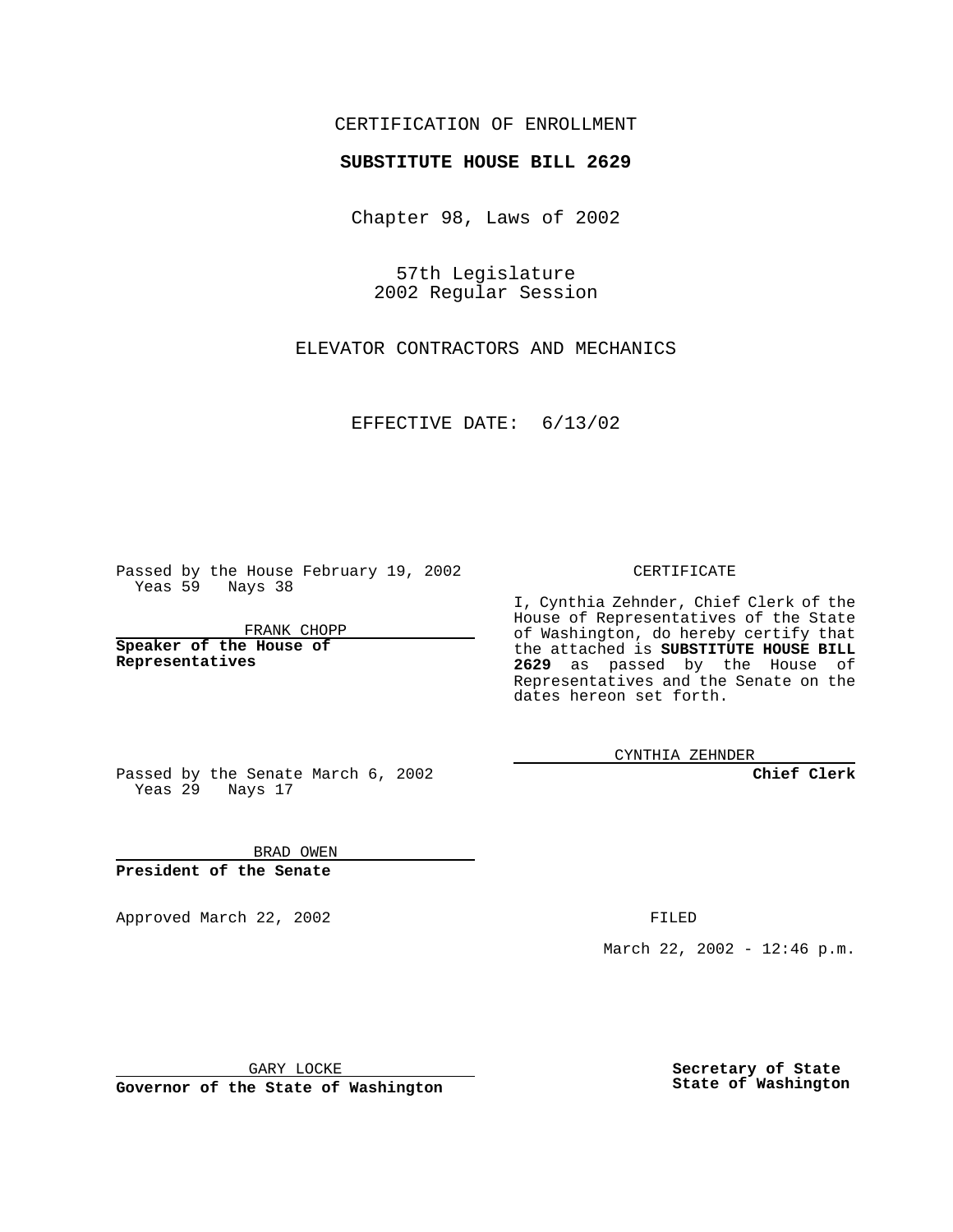CERTIFICATION OF ENROLLMENT

**SUBSTITUTE HOUSE BILL 2629**

Chapter 98, Laws of 2002

57th Legislature
2002 Regular Session

ELEVATOR CONTRACTORS AND MECHANICS

EFFECTIVE DATE: 6/13/02

Passed by the House February 19, 2002
Yeas 59 Nays 38

FRANK CHOPP

**Speaker of the House of Representatives**

Passed by the Senate March 6, 2002
Yeas 29 Nays 17

BRAD OWEN

**President of the Senate**

CERTIFICATE

I, Cynthia Zehnder, Chief Clerk of the House of Representatives of the State of Washington, do hereby certify that the attached is **SUBSTITUTE HOUSE BILL 2629** as passed by the House of Representatives and the Senate on the dates hereon set forth.

CYNTHIA ZEHNDER

**Chief Clerk**

Approved March 22, 2002

FILED

March 22, 2002 - 12:46 p.m.

GARY LOCKE

**Governor of the State of Washington**

**Secretary of State**
**State of Washington**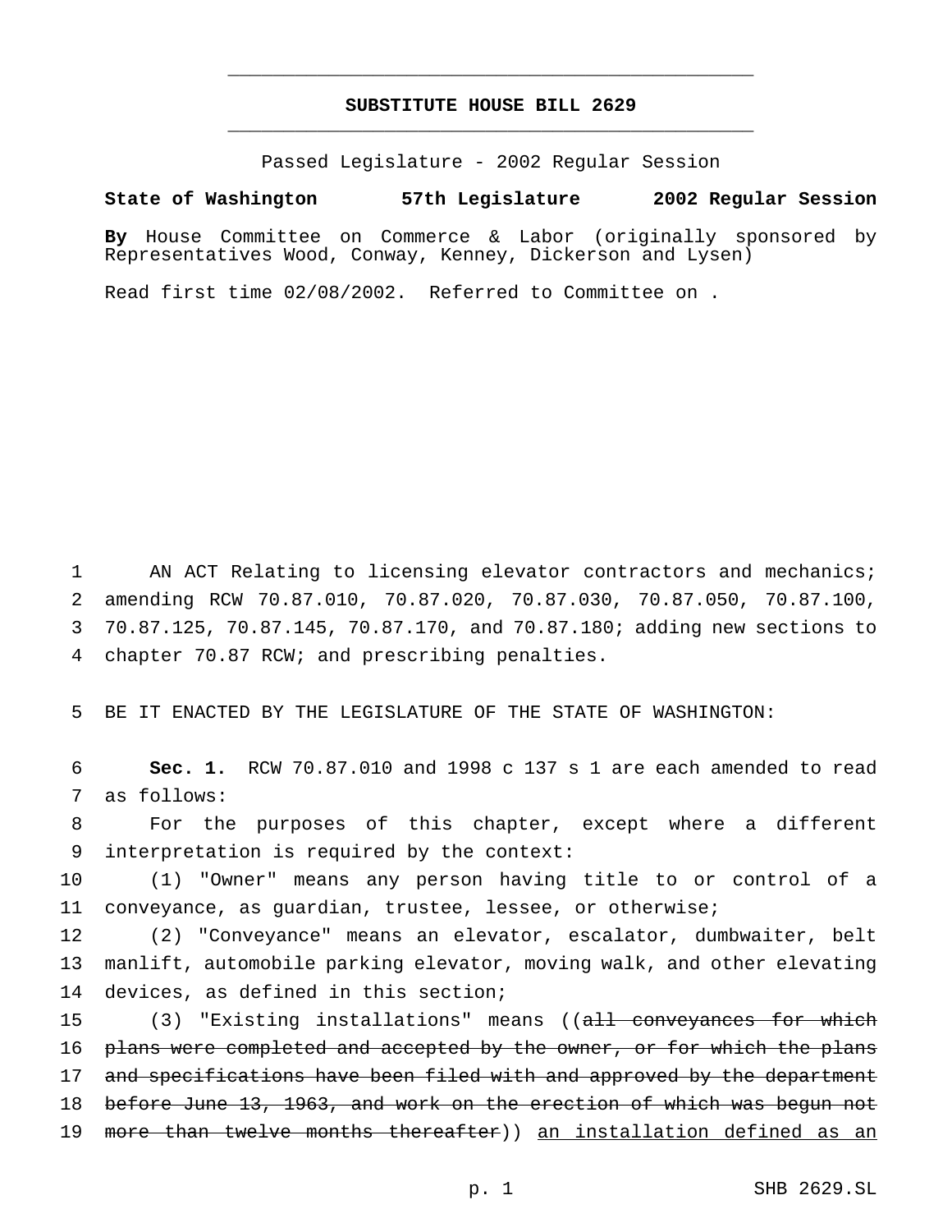# SUBSTITUTE HOUSE BILL 2629

Passed Legislature - 2002 Regular Session

**State of Washington 57th Legislature 2002 Regular Session**

**By** House Committee on Commerce & Labor (originally sponsored by Representatives Wood, Conway, Kenney, Dickerson and Lysen)

Read first time 02/08/2002. Referred to Committee on .

1 AN ACT Relating to licensing elevator contractors and mechanics;
2 amending RCW 70.87.010, 70.87.020, 70.87.030, 70.87.050, 70.87.100,
3 70.87.125, 70.87.145, 70.87.170, and 70.87.180; adding new sections to
4 chapter 70.87 RCW; and prescribing penalties.

5 BE IT ENACTED BY THE LEGISLATURE OF THE STATE OF WASHINGTON:

6 **Sec. 1.** RCW 70.87.010 and 1998 c 137 s 1 are each amended to read
7 as follows:

8 For the purposes of this chapter, except where a different
9 interpretation is required by the context:

10 (1) "Owner" means any person having title to or control of a
11 conveyance, as guardian, trustee, lessee, or otherwise;

12 (2) "Conveyance" means an elevator, escalator, dumbwaiter, belt
13 manlift, automobile parking elevator, moving walk, and other elevating
14 devices, as defined in this section;

15 (3) "Existing installations" means ((~~all conveyances for which~~
16 ~~plans were completed and accepted by the owner, or for which the plans~~
17 ~~and specifications have been filed with and approved by the department~~
18 ~~before June 13, 1963, and work on the erection of which was begun not~~
19 ~~more than twelve months thereafter~~)) <u>an installation defined as an</u>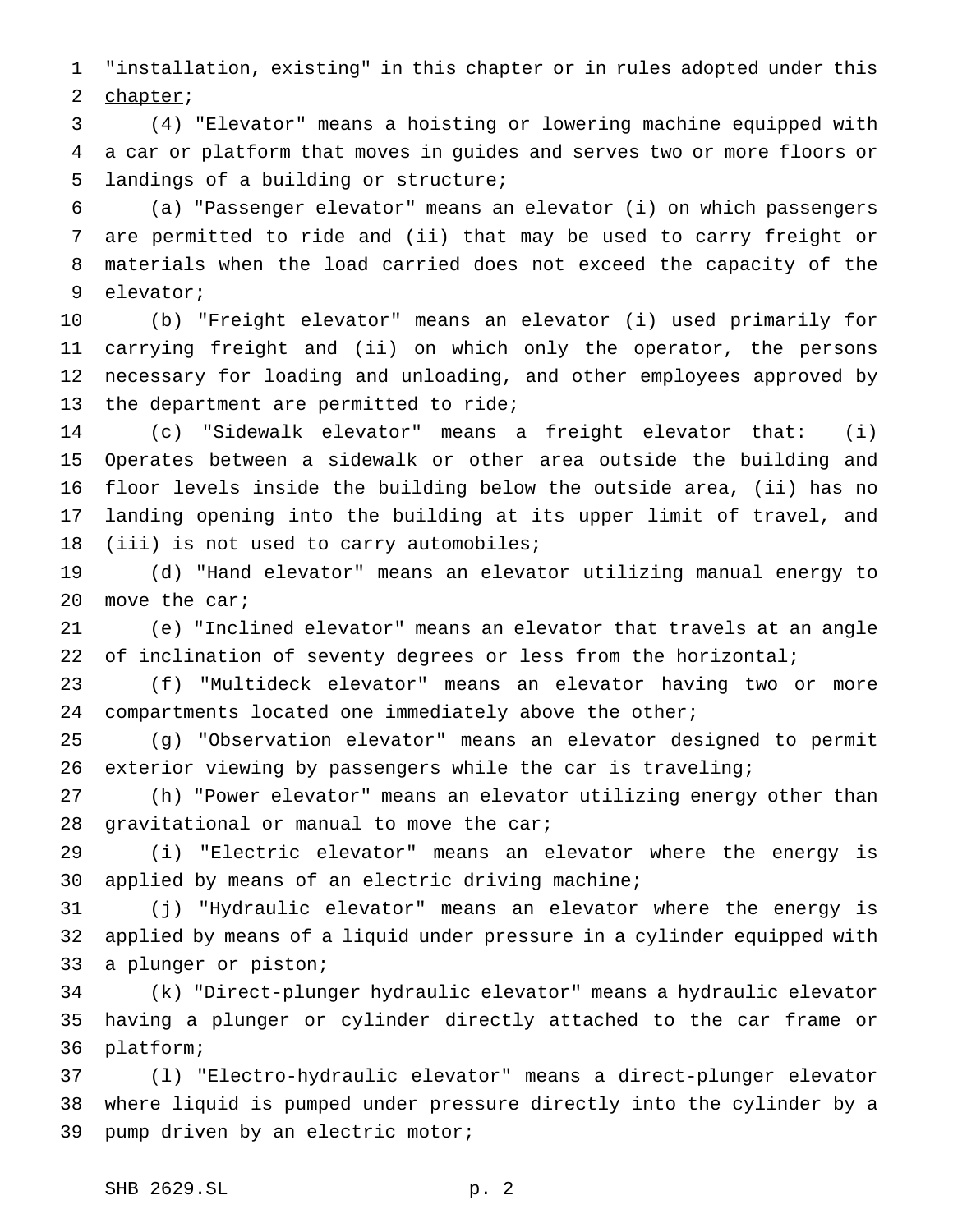"installation, existing" in this chapter or in rules adopted under this chapter;

(4) "Elevator" means a hoisting or lowering machine equipped with a car or platform that moves in guides and serves two or more floors or landings of a building or structure;

(a) "Passenger elevator" means an elevator (i) on which passengers are permitted to ride and (ii) that may be used to carry freight or materials when the load carried does not exceed the capacity of the elevator;

(b) "Freight elevator" means an elevator (i) used primarily for carrying freight and (ii) on which only the operator, the persons necessary for loading and unloading, and other employees approved by the department are permitted to ride;

(c) "Sidewalk elevator" means a freight elevator that: (i) Operates between a sidewalk or other area outside the building and floor levels inside the building below the outside area, (ii) has no landing opening into the building at its upper limit of travel, and (iii) is not used to carry automobiles;

(d) "Hand elevator" means an elevator utilizing manual energy to move the car;

(e) "Inclined elevator" means an elevator that travels at an angle of inclination of seventy degrees or less from the horizontal;

(f) "Multideck elevator" means an elevator having two or more compartments located one immediately above the other;

(g) "Observation elevator" means an elevator designed to permit exterior viewing by passengers while the car is traveling;

(h) "Power elevator" means an elevator utilizing energy other than gravitational or manual to move the car;

(i) "Electric elevator" means an elevator where the energy is applied by means of an electric driving machine;

(j) "Hydraulic elevator" means an elevator where the energy is applied by means of a liquid under pressure in a cylinder equipped with a plunger or piston;

(k) "Direct-plunger hydraulic elevator" means a hydraulic elevator having a plunger or cylinder directly attached to the car frame or platform;

(l) "Electro-hydraulic elevator" means a direct-plunger elevator where liquid is pumped under pressure directly into the cylinder by a pump driven by an electric motor;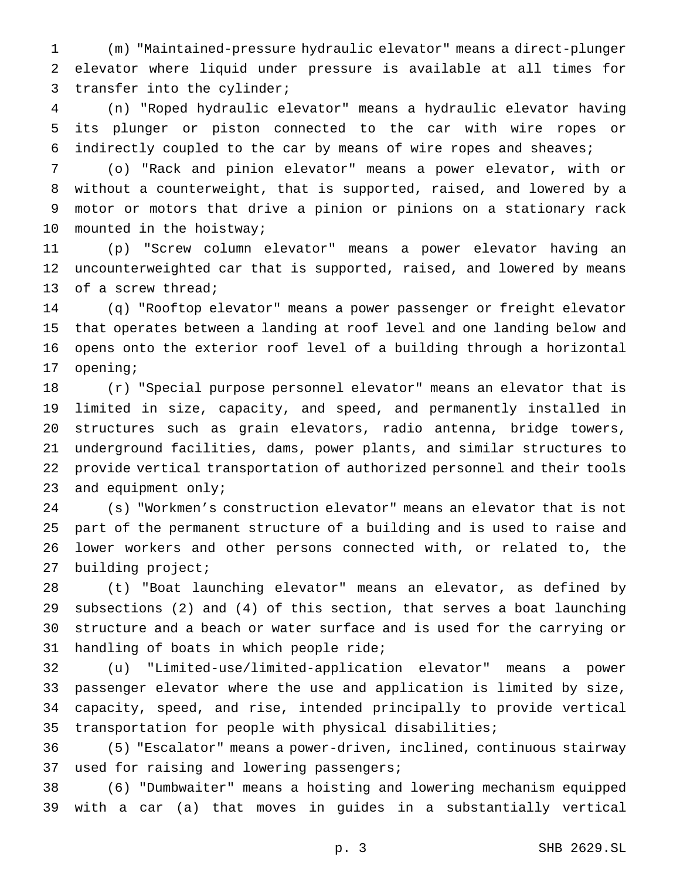(m) "Maintained-pressure hydraulic elevator" means a direct-plunger elevator where liquid under pressure is available at all times for transfer into the cylinder;

(n) "Roped hydraulic elevator" means a hydraulic elevator having its plunger or piston connected to the car with wire ropes or indirectly coupled to the car by means of wire ropes and sheaves;

(o) "Rack and pinion elevator" means a power elevator, with or without a counterweight, that is supported, raised, and lowered by a motor or motors that drive a pinion or pinions on a stationary rack mounted in the hoistway;

(p) "Screw column elevator" means a power elevator having an uncounterweighted car that is supported, raised, and lowered by means of a screw thread;

(q) "Rooftop elevator" means a power passenger or freight elevator that operates between a landing at roof level and one landing below and opens onto the exterior roof level of a building through a horizontal opening;

(r) "Special purpose personnel elevator" means an elevator that is limited in size, capacity, and speed, and permanently installed in structures such as grain elevators, radio antenna, bridge towers, underground facilities, dams, power plants, and similar structures to provide vertical transportation of authorized personnel and their tools and equipment only;

(s) "Workmen's construction elevator" means an elevator that is not part of the permanent structure of a building and is used to raise and lower workers and other persons connected with, or related to, the building project;

(t) "Boat launching elevator" means an elevator, as defined by subsections (2) and (4) of this section, that serves a boat launching structure and a beach or water surface and is used for the carrying or handling of boats in which people ride;

(u) "Limited-use/limited-application elevator" means a power passenger elevator where the use and application is limited by size, capacity, speed, and rise, intended principally to provide vertical transportation for people with physical disabilities;

(5) "Escalator" means a power-driven, inclined, continuous stairway used for raising and lowering passengers;

(6) "Dumbwaiter" means a hoisting and lowering mechanism equipped with a car (a) that moves in guides in a substantially vertical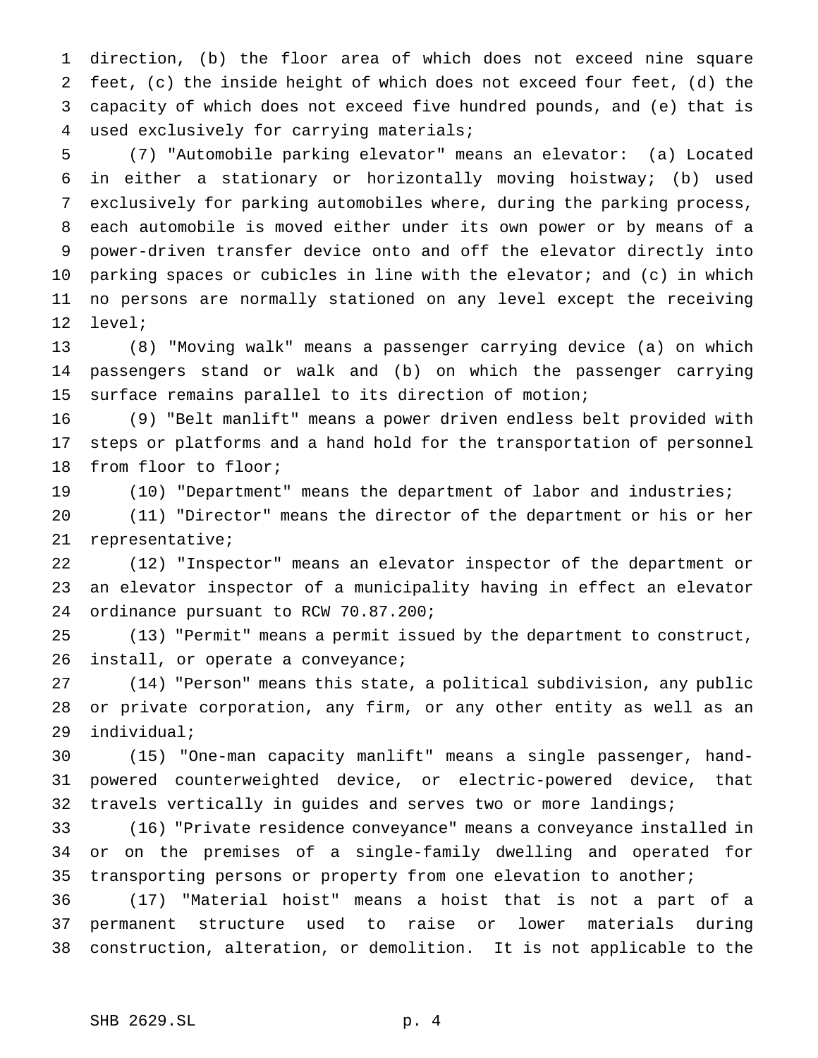direction, (b) the floor area of which does not exceed nine square feet, (c) the inside height of which does not exceed four feet, (d) the capacity of which does not exceed five hundred pounds, and (e) that is used exclusively for carrying materials;

(7) "Automobile parking elevator" means an elevator: (a) Located in either a stationary or horizontally moving hoistway; (b) used exclusively for parking automobiles where, during the parking process, each automobile is moved either under its own power or by means of a power-driven transfer device onto and off the elevator directly into parking spaces or cubicles in line with the elevator; and (c) in which no persons are normally stationed on any level except the receiving level;

(8) "Moving walk" means a passenger carrying device (a) on which passengers stand or walk and (b) on which the passenger carrying surface remains parallel to its direction of motion;

(9) "Belt manlift" means a power driven endless belt provided with steps or platforms and a hand hold for the transportation of personnel from floor to floor;

(10) "Department" means the department of labor and industries;

(11) "Director" means the director of the department or his or her representative;

(12) "Inspector" means an elevator inspector of the department or an elevator inspector of a municipality having in effect an elevator ordinance pursuant to RCW 70.87.200;

(13) "Permit" means a permit issued by the department to construct, install, or operate a conveyance;

(14) "Person" means this state, a political subdivision, any public or private corporation, any firm, or any other entity as well as an individual;

(15) "One-man capacity manlift" means a single passenger, hand-powered counterweighted device, or electric-powered device, that travels vertically in guides and serves two or more landings;

(16) "Private residence conveyance" means a conveyance installed in or on the premises of a single-family dwelling and operated for transporting persons or property from one elevation to another;

(17) "Material hoist" means a hoist that is not a part of a permanent structure used to raise or lower materials during construction, alteration, or demolition. It is not applicable to the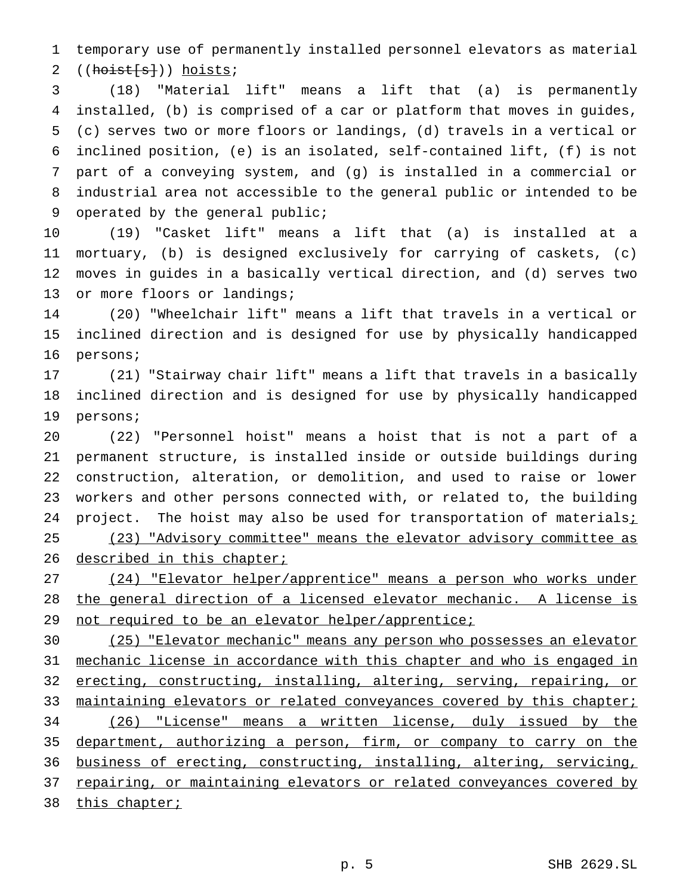temporary use of permanently installed personnel elevators as material ((~~hoist[s]~~)) <u>hoists</u>;

(18) "Material lift" means a lift that (a) is permanently installed, (b) is comprised of a car or platform that moves in guides, (c) serves two or more floors or landings, (d) travels in a vertical or inclined position, (e) is an isolated, self-contained lift, (f) is not part of a conveying system, and (g) is installed in a commercial or industrial area not accessible to the general public or intended to be operated by the general public;

(19) "Casket lift" means a lift that (a) is installed at a mortuary, (b) is designed exclusively for carrying of caskets, (c) moves in guides in a basically vertical direction, and (d) serves two or more floors or landings;

(20) "Wheelchair lift" means a lift that travels in a vertical or inclined direction and is designed for use by physically handicapped persons;

(21) "Stairway chair lift" means a lift that travels in a basically inclined direction and is designed for use by physically handicapped persons;

(22) "Personnel hoist" means a hoist that is not a part of a permanent structure, is installed inside or outside buildings during construction, alteration, or demolition, and used to raise or lower workers and other persons connected with, or related to, the building project. The hoist may also be used for transportation of materials<u>;</u>

<u>(23) "Advisory committee" means the elevator advisory committee as described in this chapter;</u>

<u>(24) "Elevator helper/apprentice" means a person who works under the general direction of a licensed elevator mechanic. A license is not required to be an elevator helper/apprentice;</u>

<u>(25) "Elevator mechanic" means any person who possesses an elevator mechanic license in accordance with this chapter and who is engaged in erecting, constructing, installing, altering, serving, repairing, or maintaining elevators or related conveyances covered by this chapter;</u>

<u>(26) "License" means a written license, duly issued by the department, authorizing a person, firm, or company to carry on the business of erecting, constructing, installing, altering, servicing, repairing, or maintaining elevators or related conveyances covered by this chapter;</u>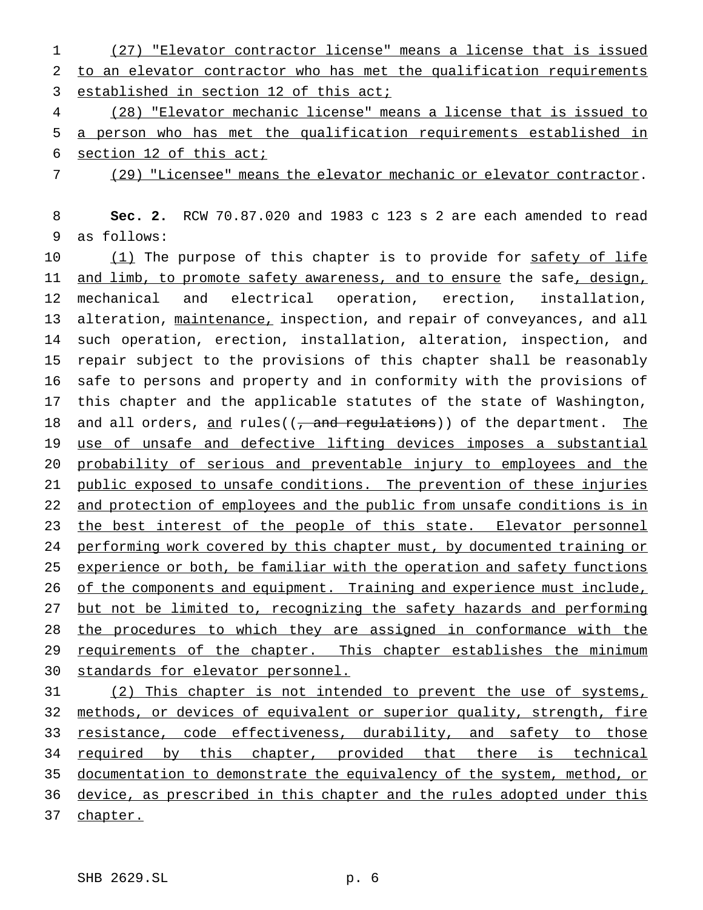(27) "Elevator contractor license" means a license that is issued to an elevator contractor who has met the qualification requirements established in section 12 of this act;

(28) "Elevator mechanic license" means a license that is issued to a person who has met the qualification requirements established in section 12 of this act;

(29) "Licensee" means the elevator mechanic or elevator contractor.

**Sec. 2.** RCW 70.87.020 and 1983 c 123 s 2 are each amended to read as follows:

(1) The purpose of this chapter is to provide for safety of life and limb, to promote safety awareness, and to ensure the safe, design, mechanical and electrical operation, erection, installation, alteration, maintenance, inspection, and repair of conveyances, and all such operation, erection, installation, alteration, inspection, and repair subject to the provisions of this chapter shall be reasonably safe to persons and property and in conformity with the provisions of this chapter and the applicable statutes of the state of Washington, and all orders, and rules((~~, and regulations~~)) of the department. The use of unsafe and defective lifting devices imposes a substantial probability of serious and preventable injury to employees and the public exposed to unsafe conditions. The prevention of these injuries and protection of employees and the public from unsafe conditions is in the best interest of the people of this state. Elevator personnel performing work covered by this chapter must, by documented training or experience or both, be familiar with the operation and safety functions of the components and equipment. Training and experience must include, but not be limited to, recognizing the safety hazards and performing the procedures to which they are assigned in conformance with the requirements of the chapter. This chapter establishes the minimum standards for elevator personnel.

(2) This chapter is not intended to prevent the use of systems, methods, or devices of equivalent or superior quality, strength, fire resistance, code effectiveness, durability, and safety to those required by this chapter, provided that there is technical documentation to demonstrate the equivalency of the system, method, or device, as prescribed in this chapter and the rules adopted under this chapter.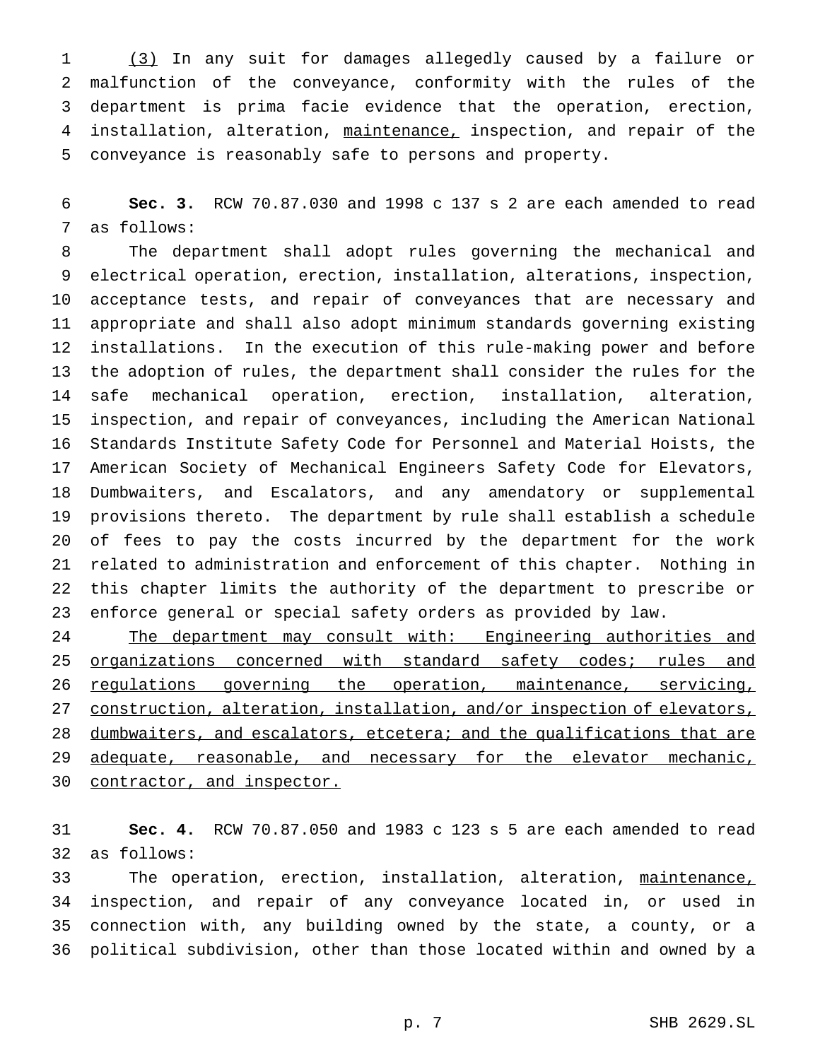(3) In any suit for damages allegedly caused by a failure or malfunction of the conveyance, conformity with the rules of the department is prima facie evidence that the operation, erection, installation, alteration, maintenance, inspection, and repair of the conveyance is reasonably safe to persons and property.

**Sec. 3.** RCW 70.87.030 and 1998 c 137 s 2 are each amended to read as follows:

The department shall adopt rules governing the mechanical and electrical operation, erection, installation, alterations, inspection, acceptance tests, and repair of conveyances that are necessary and appropriate and shall also adopt minimum standards governing existing installations. In the execution of this rule-making power and before the adoption of rules, the department shall consider the rules for the safe mechanical operation, erection, installation, alteration, inspection, and repair of conveyances, including the American National Standards Institute Safety Code for Personnel and Material Hoists, the American Society of Mechanical Engineers Safety Code for Elevators, Dumbwaiters, and Escalators, and any amendatory or supplemental provisions thereto. The department by rule shall establish a schedule of fees to pay the costs incurred by the department for the work related to administration and enforcement of this chapter. Nothing in this chapter limits the authority of the department to prescribe or enforce general or special safety orders as provided by law.

The department may consult with: Engineering authorities and organizations concerned with standard safety codes; rules and regulations governing the operation, maintenance, servicing, construction, alteration, installation, and/or inspection of elevators, dumbwaiters, and escalators, etcetera; and the qualifications that are adequate, reasonable, and necessary for the elevator mechanic, contractor, and inspector.

**Sec. 4.** RCW 70.87.050 and 1983 c 123 s 5 are each amended to read as follows:

The operation, erection, installation, alteration, maintenance, inspection, and repair of any conveyance located in, or used in connection with, any building owned by the state, a county, or a political subdivision, other than those located within and owned by a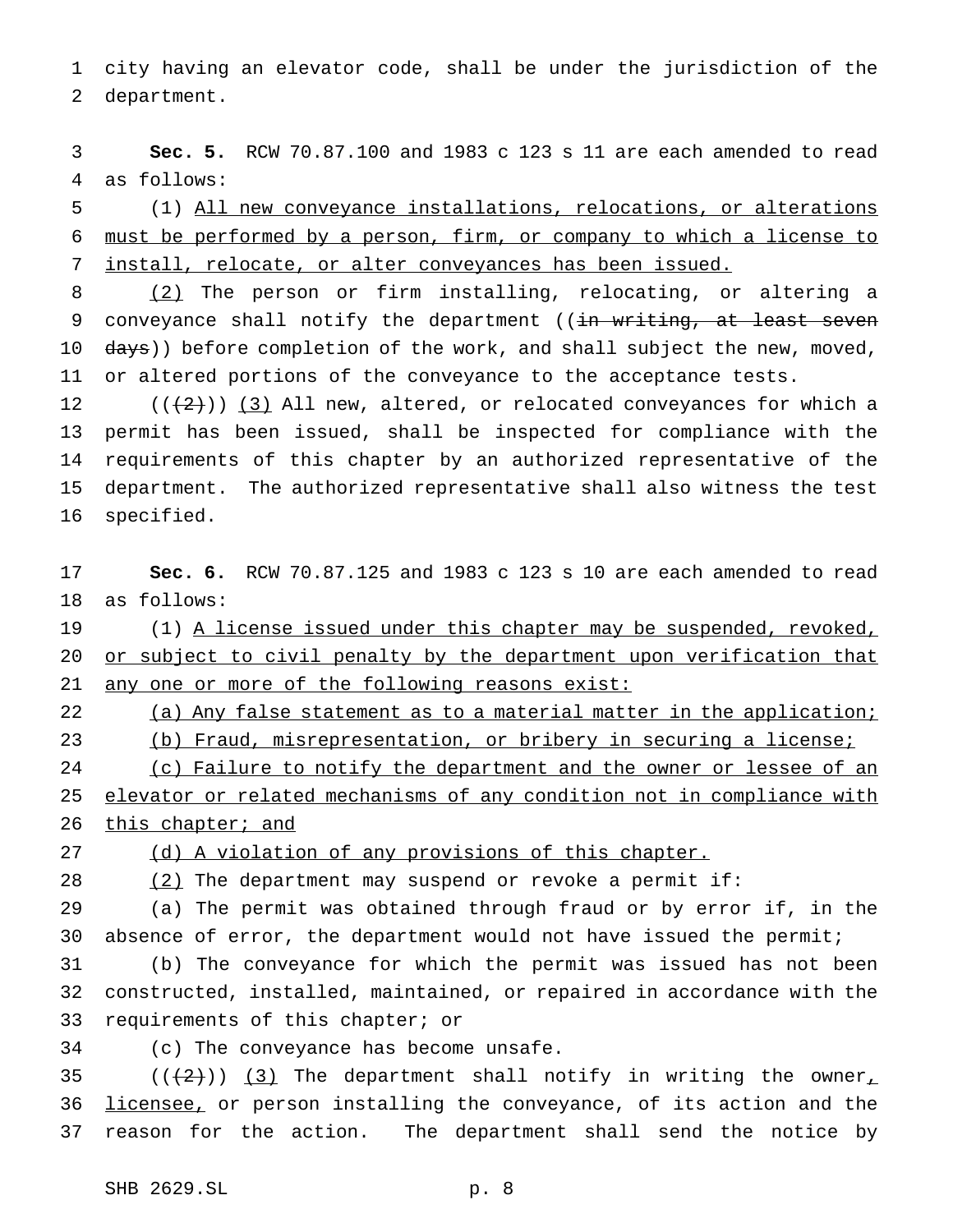city having an elevator code, shall be under the jurisdiction of the department.

**Sec. 5.** RCW 70.87.100 and 1983 c 123 s 11 are each amended to read as follows:

(1) All new conveyance installations, relocations, or alterations must be performed by a person, firm, or company to which a license to install, relocate, or alter conveyances has been issued.

(2) The person or firm installing, relocating, or altering a conveyance shall notify the department ((in writing, at least seven days)) before completion of the work, and shall subject the new, moved, or altered portions of the conveyance to the acceptance tests.

(((2))) (3) All new, altered, or relocated conveyances for which a permit has been issued, shall be inspected for compliance with the requirements of this chapter by an authorized representative of the department. The authorized representative shall also witness the test specified.

**Sec. 6.** RCW 70.87.125 and 1983 c 123 s 10 are each amended to read as follows:

(1) A license issued under this chapter may be suspended, revoked, or subject to civil penalty by the department upon verification that any one or more of the following reasons exist:

(a) Any false statement as to a material matter in the application;

(b) Fraud, misrepresentation, or bribery in securing a license;

(c) Failure to notify the department and the owner or lessee of an elevator or related mechanisms of any condition not in compliance with this chapter; and

(d) A violation of any provisions of this chapter.

(2) The department may suspend or revoke a permit if:

(a) The permit was obtained through fraud or by error if, in the absence of error, the department would not have issued the permit;

(b) The conveyance for which the permit was issued has not been constructed, installed, maintained, or repaired in accordance with the requirements of this chapter; or

(c) The conveyance has become unsafe.

(((2))) (3) The department shall notify in writing the owner, licensee, or person installing the conveyance, of its action and the reason for the action. The department shall send the notice by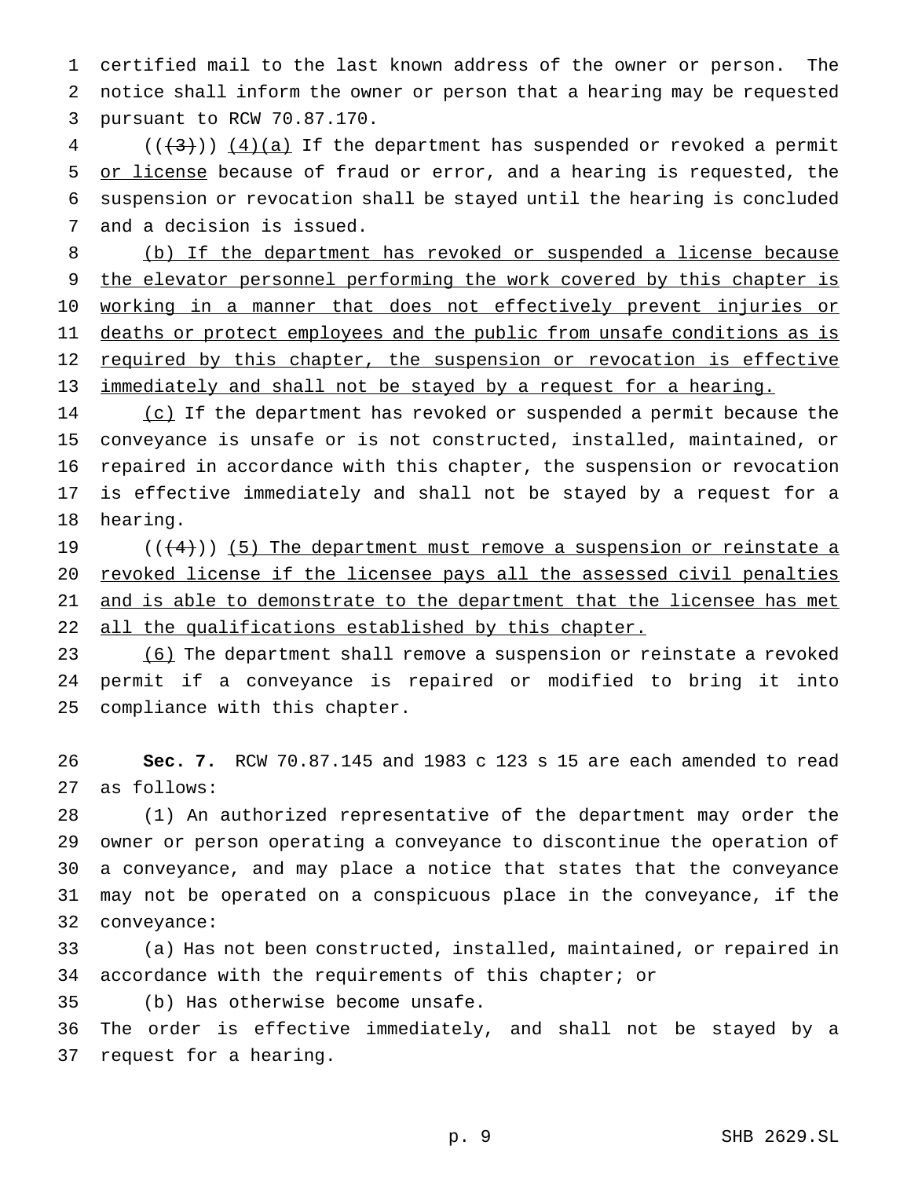certified mail to the last known address of the owner or person. The notice shall inform the owner or person that a hearing may be requested pursuant to RCW 70.87.170.

((~~(3)~~)) <u>(4)(a)</u> If the department has suspended or revoked a permit <u>or license</u> because of fraud or error, and a hearing is requested, the suspension or revocation shall be stayed until the hearing is concluded and a decision is issued.

<u>(b) If the department has revoked or suspended a license because the elevator personnel performing the work covered by this chapter is working in a manner that does not effectively prevent injuries or deaths or protect employees and the public from unsafe conditions as is required by this chapter, the suspension or revocation is effective immediately and shall not be stayed by a request for a hearing.</u>

<u>(c)</u> If the department has revoked or suspended a permit because the conveyance is unsafe or is not constructed, installed, maintained, or repaired in accordance with this chapter, the suspension or revocation is effective immediately and shall not be stayed by a request for a hearing.

((~~(4)~~)) <u>(5) The department must remove a suspension or reinstate a revoked license if the licensee pays all the assessed civil penalties and is able to demonstrate to the department that the licensee has met all the qualifications established by this chapter.</u>

<u>(6)</u> The department shall remove a suspension or reinstate a revoked permit if a conveyance is repaired or modified to bring it into compliance with this chapter.

**Sec. 7.** RCW 70.87.145 and 1983 c 123 s 15 are each amended to read as follows:

(1) An authorized representative of the department may order the owner or person operating a conveyance to discontinue the operation of a conveyance, and may place a notice that states that the conveyance may not be operated on a conspicuous place in the conveyance, if the conveyance:

(a) Has not been constructed, installed, maintained, or repaired in accordance with the requirements of this chapter; or

(b) Has otherwise become unsafe.

The order is effective immediately, and shall not be stayed by a request for a hearing.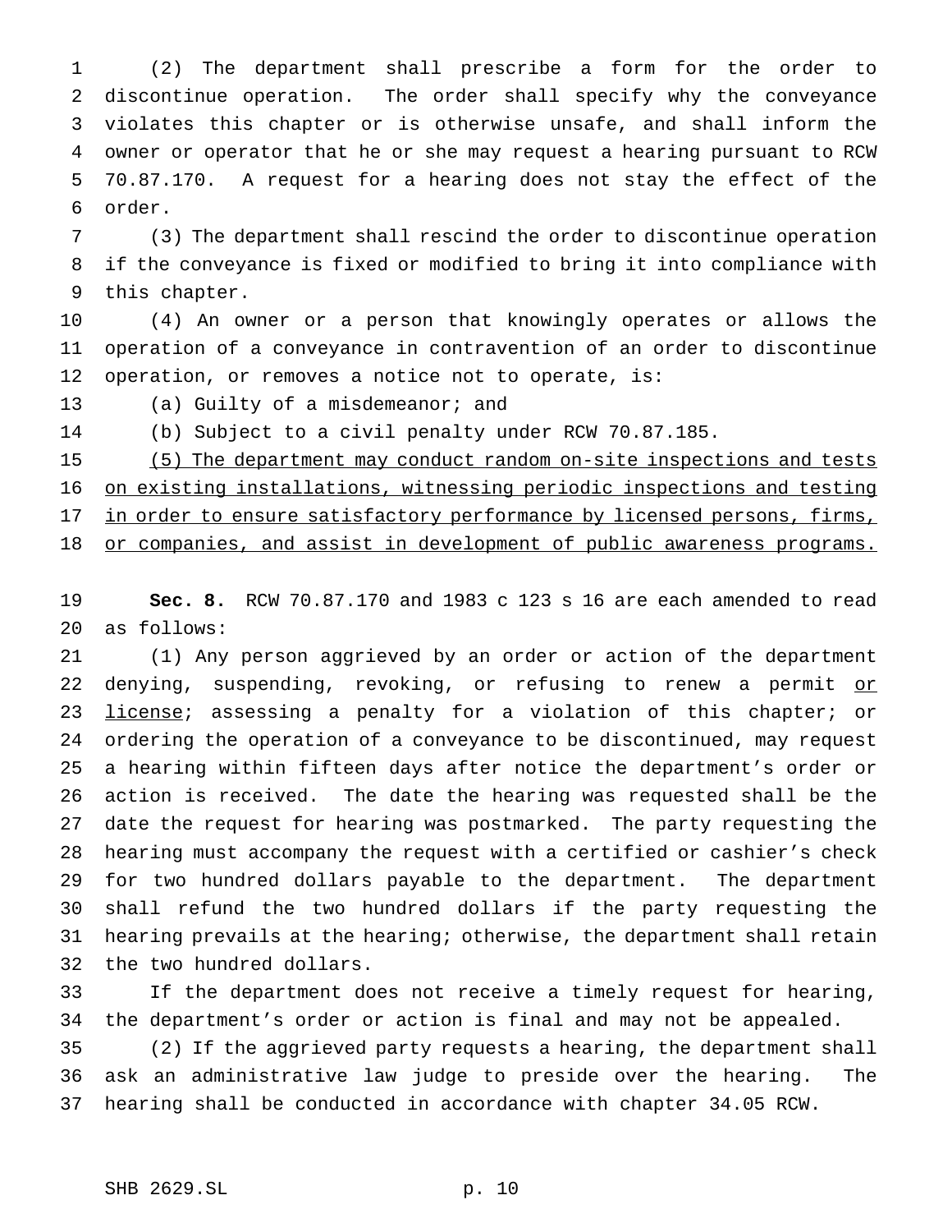(2) The department shall prescribe a form for the order to discontinue operation. The order shall specify why the conveyance violates this chapter or is otherwise unsafe, and shall inform the owner or operator that he or she may request a hearing pursuant to RCW 70.87.170. A request for a hearing does not stay the effect of the order.

(3) The department shall rescind the order to discontinue operation if the conveyance is fixed or modified to bring it into compliance with this chapter.

(4) An owner or a person that knowingly operates or allows the operation of a conveyance in contravention of an order to discontinue operation, or removes a notice not to operate, is:

(a) Guilty of a misdemeanor; and

(b) Subject to a civil penalty under RCW 70.87.185.

(5) The department may conduct random on-site inspections and tests on existing installations, witnessing periodic inspections and testing in order to ensure satisfactory performance by licensed persons, firms, or companies, and assist in development of public awareness programs.

**Sec. 8.** RCW 70.87.170 and 1983 c 123 s 16 are each amended to read as follows:

(1) Any person aggrieved by an order or action of the department denying, suspending, revoking, or refusing to renew a permit or license; assessing a penalty for a violation of this chapter; or ordering the operation of a conveyance to be discontinued, may request a hearing within fifteen days after notice the department's order or action is received. The date the hearing was requested shall be the date the request for hearing was postmarked. The party requesting the hearing must accompany the request with a certified or cashier's check for two hundred dollars payable to the department. The department shall refund the two hundred dollars if the party requesting the hearing prevails at the hearing; otherwise, the department shall retain the two hundred dollars.

If the department does not receive a timely request for hearing, the department's order or action is final and may not be appealed.

(2) If the aggrieved party requests a hearing, the department shall ask an administrative law judge to preside over the hearing. The hearing shall be conducted in accordance with chapter 34.05 RCW.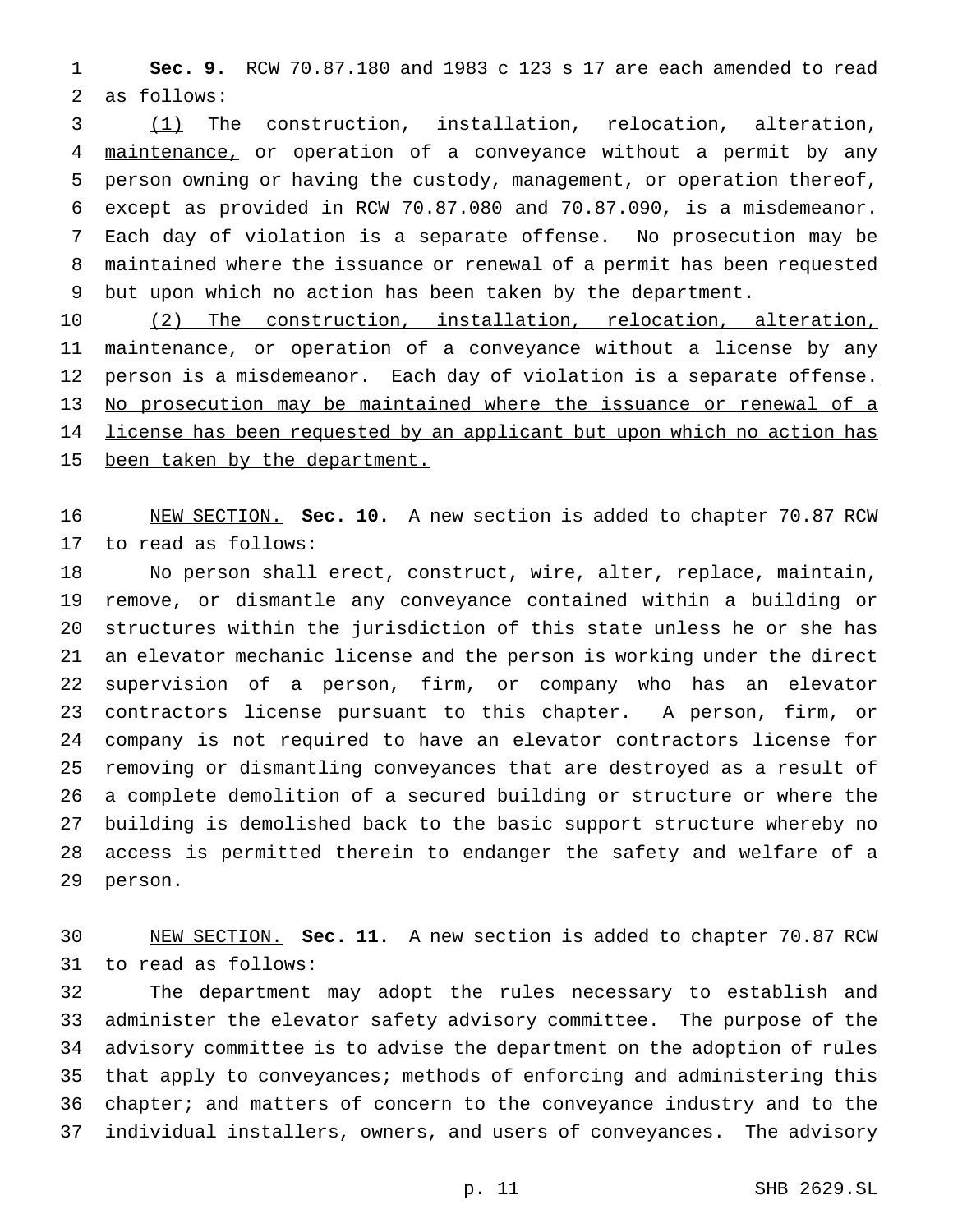**Sec. 9.** RCW 70.87.180 and 1983 c 123 s 17 are each amended to read as follows:

(1) The construction, installation, relocation, alteration, maintenance, or operation of a conveyance without a permit by any person owning or having the custody, management, or operation thereof, except as provided in RCW 70.87.080 and 70.87.090, is a misdemeanor. Each day of violation is a separate offense. No prosecution may be maintained where the issuance or renewal of a permit has been requested but upon which no action has been taken by the department.

(2) The construction, installation, relocation, alteration, maintenance, or operation of a conveyance without a license by any person is a misdemeanor. Each day of violation is a separate offense. No prosecution may be maintained where the issuance or renewal of a license has been requested by an applicant but upon which no action has been taken by the department.

NEW SECTION. **Sec. 10.** A new section is added to chapter 70.87 RCW to read as follows:

No person shall erect, construct, wire, alter, replace, maintain, remove, or dismantle any conveyance contained within a building or structures within the jurisdiction of this state unless he or she has an elevator mechanic license and the person is working under the direct supervision of a person, firm, or company who has an elevator contractors license pursuant to this chapter. A person, firm, or company is not required to have an elevator contractors license for removing or dismantling conveyances that are destroyed as a result of a complete demolition of a secured building or structure or where the building is demolished back to the basic support structure whereby no access is permitted therein to endanger the safety and welfare of a person.

NEW SECTION. **Sec. 11.** A new section is added to chapter 70.87 RCW to read as follows:

The department may adopt the rules necessary to establish and administer the elevator safety advisory committee. The purpose of the advisory committee is to advise the department on the adoption of rules that apply to conveyances; methods of enforcing and administering this chapter; and matters of concern to the conveyance industry and to the individual installers, owners, and users of conveyances. The advisory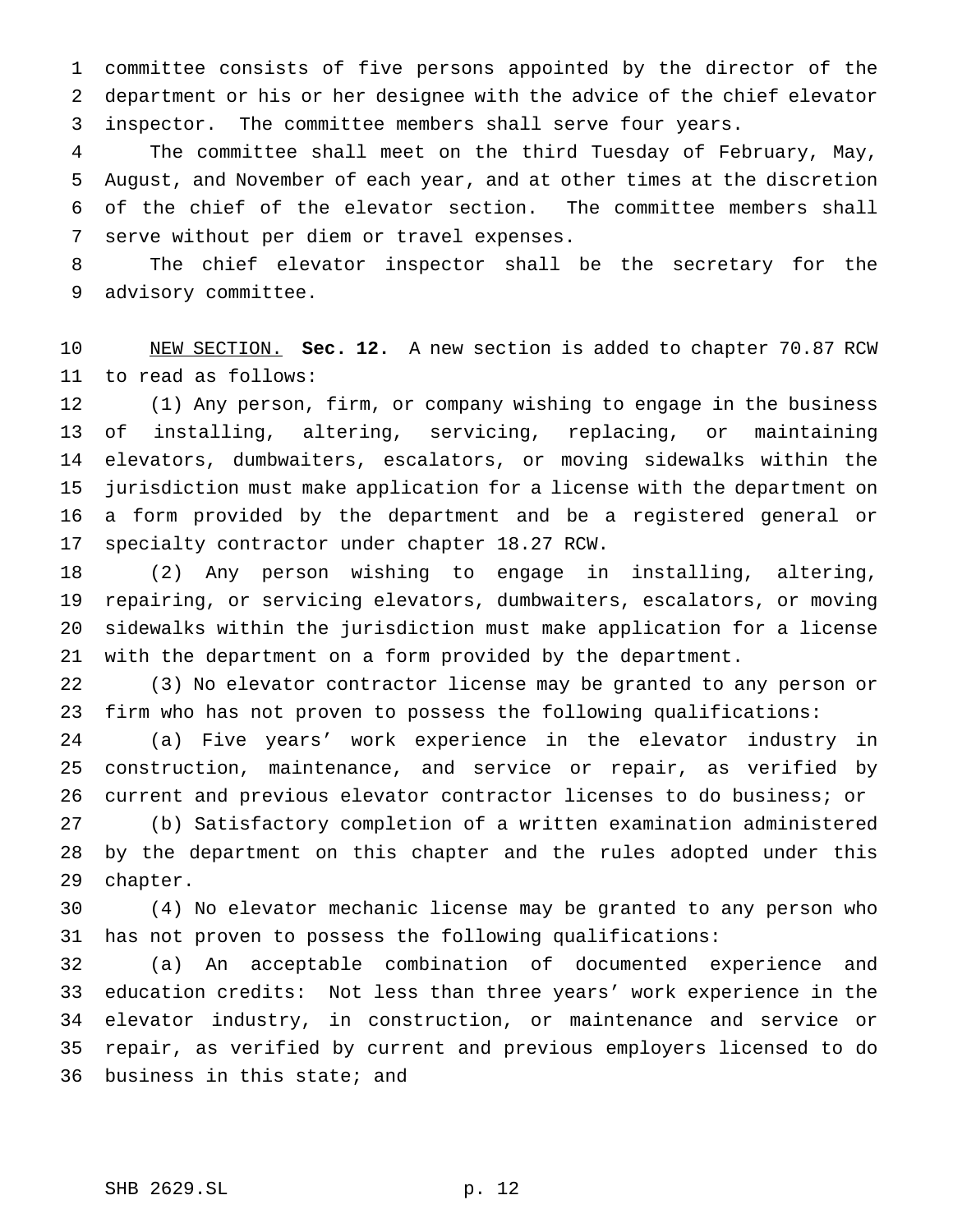committee consists of five persons appointed by the director of the department or his or her designee with the advice of the chief elevator inspector. The committee members shall serve four years.

The committee shall meet on the third Tuesday of February, May, August, and November of each year, and at other times at the discretion of the chief of the elevator section. The committee members shall serve without per diem or travel expenses.

The chief elevator inspector shall be the secretary for the advisory committee.

NEW SECTION. **Sec. 12.** A new section is added to chapter 70.87 RCW to read as follows:

(1) Any person, firm, or company wishing to engage in the business of installing, altering, servicing, replacing, or maintaining elevators, dumbwaiters, escalators, or moving sidewalks within the jurisdiction must make application for a license with the department on a form provided by the department and be a registered general or specialty contractor under chapter 18.27 RCW.

(2) Any person wishing to engage in installing, altering, repairing, or servicing elevators, dumbwaiters, escalators, or moving sidewalks within the jurisdiction must make application for a license with the department on a form provided by the department.

(3) No elevator contractor license may be granted to any person or firm who has not proven to possess the following qualifications:

(a) Five years' work experience in the elevator industry in construction, maintenance, and service or repair, as verified by current and previous elevator contractor licenses to do business; or

(b) Satisfactory completion of a written examination administered by the department on this chapter and the rules adopted under this chapter.

(4) No elevator mechanic license may be granted to any person who has not proven to possess the following qualifications:

(a) An acceptable combination of documented experience and education credits: Not less than three years' work experience in the elevator industry, in construction, or maintenance and service or repair, as verified by current and previous employers licensed to do business in this state; and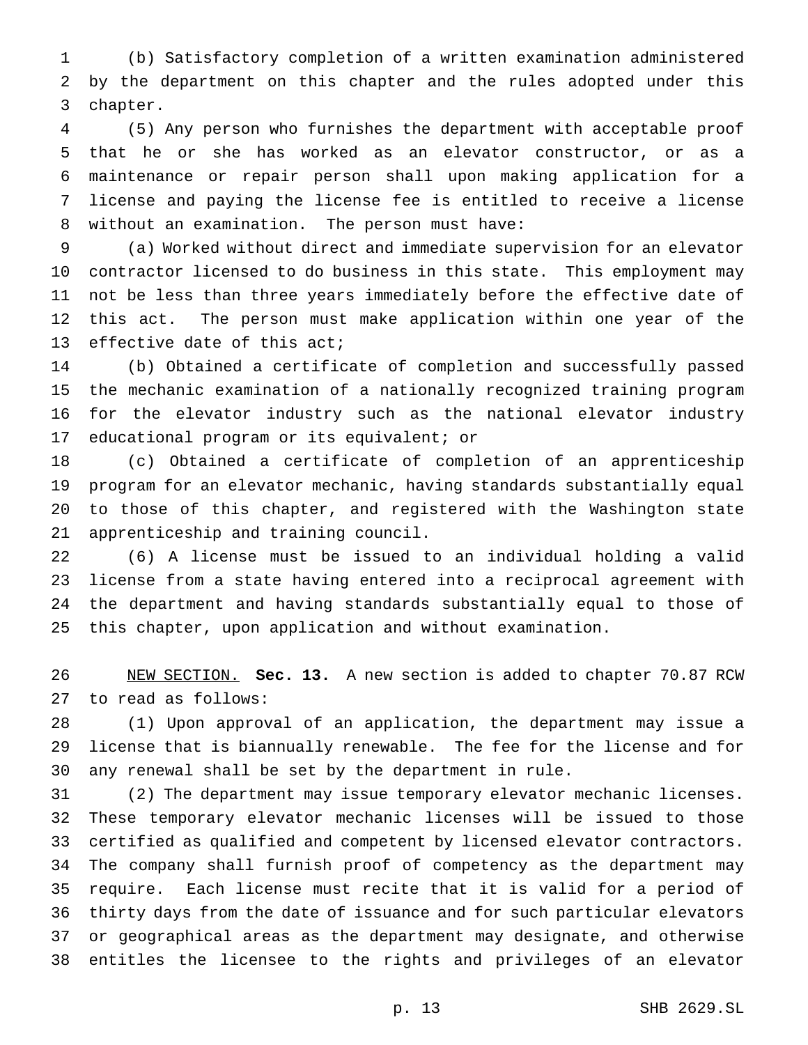(b) Satisfactory completion of a written examination administered by the department on this chapter and the rules adopted under this chapter.

(5) Any person who furnishes the department with acceptable proof that he or she has worked as an elevator constructor, or as a maintenance or repair person shall upon making application for a license and paying the license fee is entitled to receive a license without an examination. The person must have:

(a) Worked without direct and immediate supervision for an elevator contractor licensed to do business in this state. This employment may not be less than three years immediately before the effective date of this act. The person must make application within one year of the effective date of this act;

(b) Obtained a certificate of completion and successfully passed the mechanic examination of a nationally recognized training program for the elevator industry such as the national elevator industry educational program or its equivalent; or

(c) Obtained a certificate of completion of an apprenticeship program for an elevator mechanic, having standards substantially equal to those of this chapter, and registered with the Washington state apprenticeship and training council.

(6) A license must be issued to an individual holding a valid license from a state having entered into a reciprocal agreement with the department and having standards substantially equal to those of this chapter, upon application and without examination.

NEW SECTION. **Sec. 13.** A new section is added to chapter 70.87 RCW to read as follows:

(1) Upon approval of an application, the department may issue a license that is biannually renewable. The fee for the license and for any renewal shall be set by the department in rule.

(2) The department may issue temporary elevator mechanic licenses. These temporary elevator mechanic licenses will be issued to those certified as qualified and competent by licensed elevator contractors. The company shall furnish proof of competency as the department may require. Each license must recite that it is valid for a period of thirty days from the date of issuance and for such particular elevators or geographical areas as the department may designate, and otherwise entitles the licensee to the rights and privileges of an elevator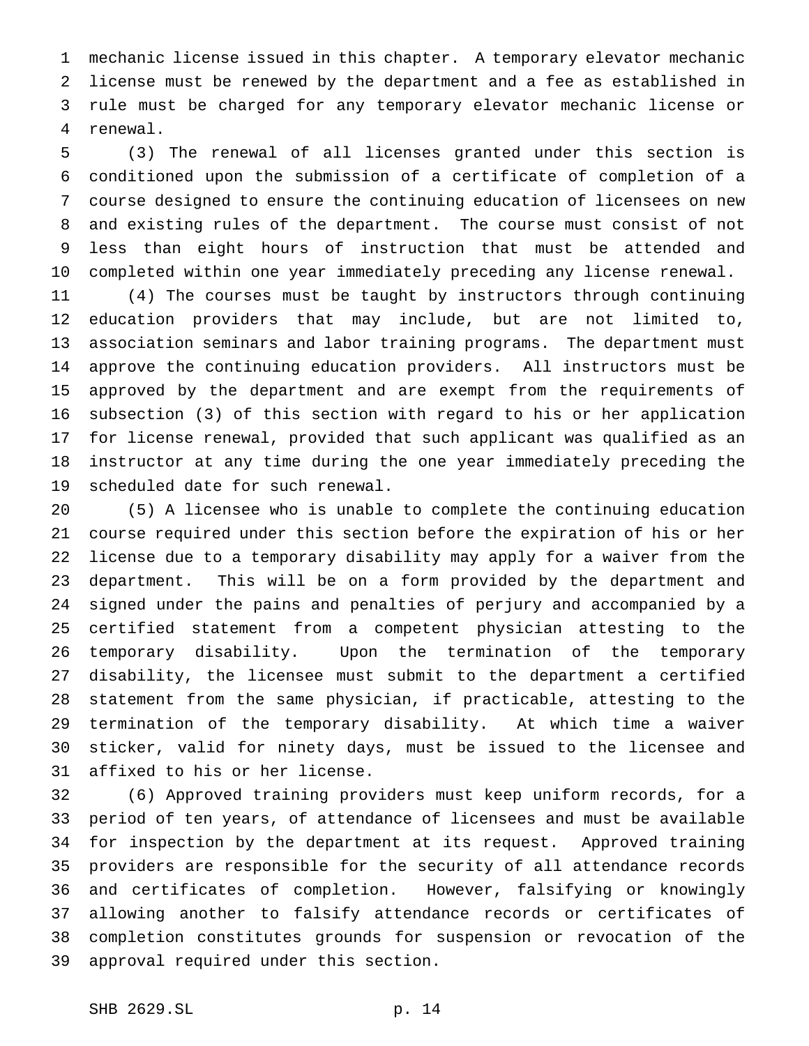mechanic license issued in this chapter. A temporary elevator mechanic license must be renewed by the department and a fee as established in rule must be charged for any temporary elevator mechanic license or renewal.

(3) The renewal of all licenses granted under this section is conditioned upon the submission of a certificate of completion of a course designed to ensure the continuing education of licensees on new and existing rules of the department. The course must consist of not less than eight hours of instruction that must be attended and completed within one year immediately preceding any license renewal.

(4) The courses must be taught by instructors through continuing education providers that may include, but are not limited to, association seminars and labor training programs. The department must approve the continuing education providers. All instructors must be approved by the department and are exempt from the requirements of subsection (3) of this section with regard to his or her application for license renewal, provided that such applicant was qualified as an instructor at any time during the one year immediately preceding the scheduled date for such renewal.

(5) A licensee who is unable to complete the continuing education course required under this section before the expiration of his or her license due to a temporary disability may apply for a waiver from the department. This will be on a form provided by the department and signed under the pains and penalties of perjury and accompanied by a certified statement from a competent physician attesting to the temporary disability. Upon the termination of the temporary disability, the licensee must submit to the department a certified statement from the same physician, if practicable, attesting to the termination of the temporary disability. At which time a waiver sticker, valid for ninety days, must be issued to the licensee and affixed to his or her license.

(6) Approved training providers must keep uniform records, for a period of ten years, of attendance of licensees and must be available for inspection by the department at its request. Approved training providers are responsible for the security of all attendance records and certificates of completion. However, falsifying or knowingly allowing another to falsify attendance records or certificates of completion constitutes grounds for suspension or revocation of the approval required under this section.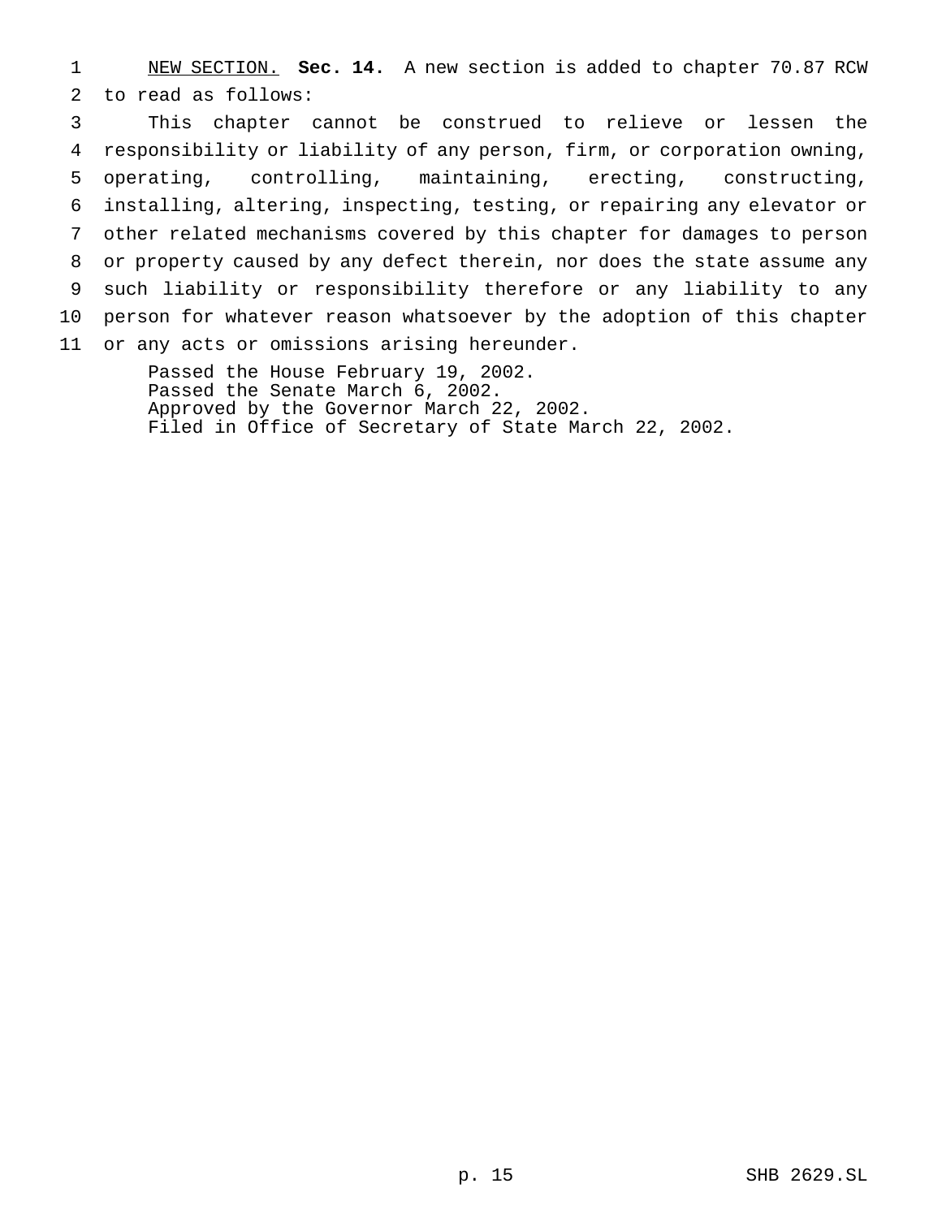NEW SECTION. **Sec. 14.** A new section is added to chapter 70.87 RCW to read as follows:

This chapter cannot be construed to relieve or lessen the responsibility or liability of any person, firm, or corporation owning, operating, controlling, maintaining, erecting, constructing, installing, altering, inspecting, testing, or repairing any elevator or other related mechanisms covered by this chapter for damages to person or property caused by any defect therein, nor does the state assume any such liability or responsibility therefore or any liability to any person for whatever reason whatsoever by the adoption of this chapter or any acts or omissions arising hereunder.

Passed the House February 19, 2002.
Passed the Senate March 6, 2002.
Approved by the Governor March 22, 2002.
Filed in Office of Secretary of State March 22, 2002.